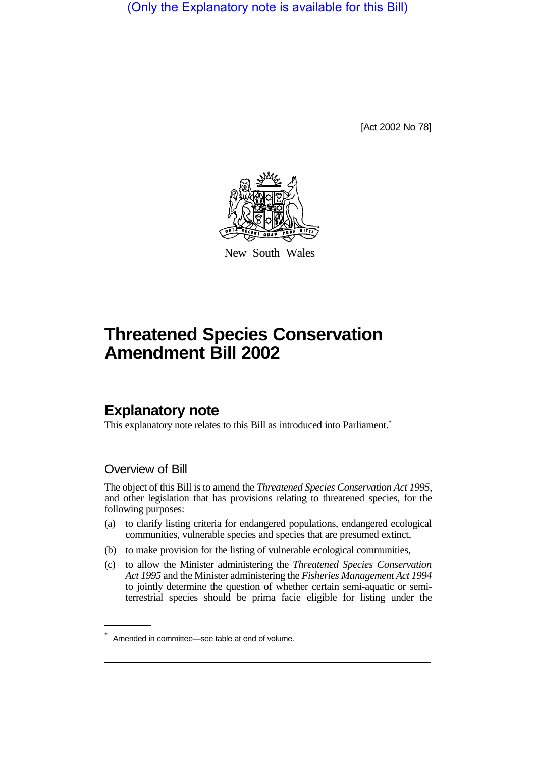(Only the Explanatory note is available for this Bill)

[Act 2002 No 78]

New South Wales

# Threatened Species Conservation Amendment Bill 2002

## Explanatory note

This explanatory note relates to this Bill as introduced into Parliament.*

### Overview of Bill

The object of this Bill is to amend the *Threatened Species Conservation Act 1995*, and other legislation that has provisions relating to threatened species, for the following purposes:

(a) to clarify listing criteria for endangered populations, endangered ecological communities, vulnerable species and species that are presumed extinct,

(b) to make provision for the listing of vulnerable ecological communities,

(c) to allow the Minister administering the *Threatened Species Conservation Act 1995* and the Minister administering the *Fisheries Management Act 1994* to jointly determine the question of whether certain semi-aquatic or semi-terrestrial species should be prima facie eligible for listing under the

* Amended in committee—see table at end of volume.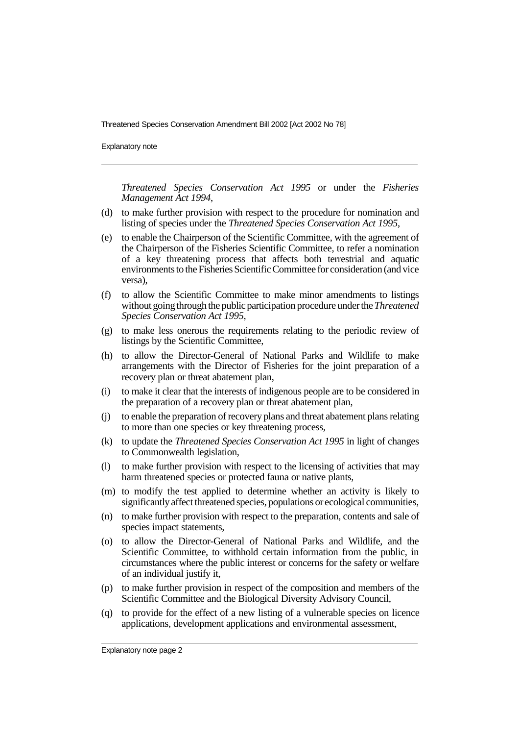*Threatened Species Conservation Act 1995* or under the *Fisheries Management Act 1994*,

(d) to make further provision with respect to the procedure for nomination and listing of species under the *Threatened Species Conservation Act 1995*,

(e) to enable the Chairperson of the Scientific Committee, with the agreement of the Chairperson of the Fisheries Scientific Committee, to refer a nomination of a key threatening process that affects both terrestrial and aquatic environments to the Fisheries Scientific Committee for consideration (and vice versa),

(f) to allow the Scientific Committee to make minor amendments to listings without going through the public participation procedure under the *Threatened Species Conservation Act 1995*,

(g) to make less onerous the requirements relating to the periodic review of listings by the Scientific Committee,

(h) to allow the Director-General of National Parks and Wildlife to make arrangements with the Director of Fisheries for the joint preparation of a recovery plan or threat abatement plan,

(i) to make it clear that the interests of indigenous people are to be considered in the preparation of a recovery plan or threat abatement plan,

(j) to enable the preparation of recovery plans and threat abatement plans relating to more than one species or key threatening process,

(k) to update the *Threatened Species Conservation Act 1995* in light of changes to Commonwealth legislation,

(l) to make further provision with respect to the licensing of activities that may harm threatened species or protected fauna or native plants,

(m) to modify the test applied to determine whether an activity is likely to significantly affect threatened species, populations or ecological communities,

(n) to make further provision with respect to the preparation, contents and sale of species impact statements,

(o) to allow the Director-General of National Parks and Wildlife, and the Scientific Committee, to withhold certain information from the public, in circumstances where the public interest or concerns for the safety or welfare of an individual justify it,

(p) to make further provision in respect of the composition and members of the Scientific Committee and the Biological Diversity Advisory Council,

(q) to provide for the effect of a new listing of a vulnerable species on licence applications, development applications and environmental assessment,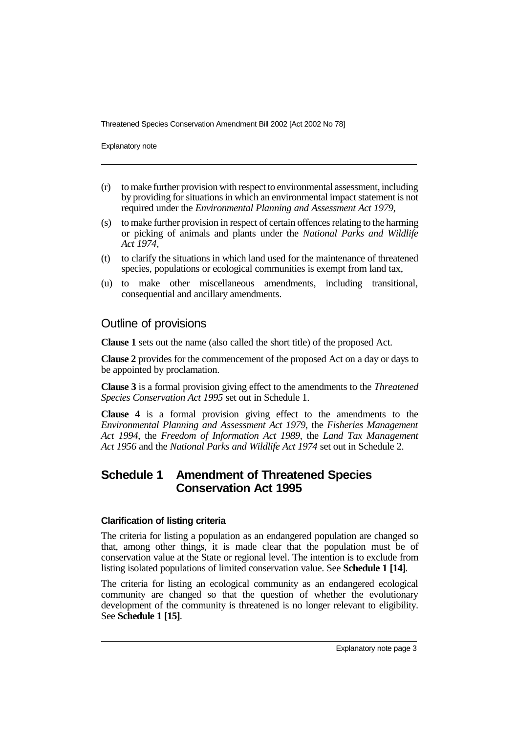(r) to make further provision with respect to environmental assessment, including by providing for situations in which an environmental impact statement is not required under the *Environmental Planning and Assessment Act 1979*,

(s) to make further provision in respect of certain offences relating to the harming or picking of animals and plants under the *National Parks and Wildlife Act 1974*,

(t) to clarify the situations in which land used for the maintenance of threatened species, populations or ecological communities is exempt from land tax,

(u) to make other miscellaneous amendments, including transitional, consequential and ancillary amendments.

## Outline of provisions

**Clause 1** sets out the name (also called the short title) of the proposed Act.

**Clause 2** provides for the commencement of the proposed Act on a day or days to be appointed by proclamation.

**Clause 3** is a formal provision giving effect to the amendments to the *Threatened Species Conservation Act 1995* set out in Schedule 1.

**Clause 4** is a formal provision giving effect to the amendments to the *Environmental Planning and Assessment Act 1979*, the *Fisheries Management Act 1994*, the *Freedom of Information Act 1989*, the *Land Tax Management Act 1956* and the *National Parks and Wildlife Act 1974* set out in Schedule 2.

## Schedule 1 Amendment of Threatened Species Conservation Act 1995

#### Clarification of listing criteria

The criteria for listing a population as an endangered population are changed so that, among other things, it is made clear that the population must be of conservation value at the State or regional level. The intention is to exclude from listing isolated populations of limited conservation value. See **Schedule 1 [14]**.

The criteria for listing an ecological community as an endangered ecological community are changed so that the question of whether the evolutionary development of the community is threatened is no longer relevant to eligibility. See **Schedule 1 [15]**.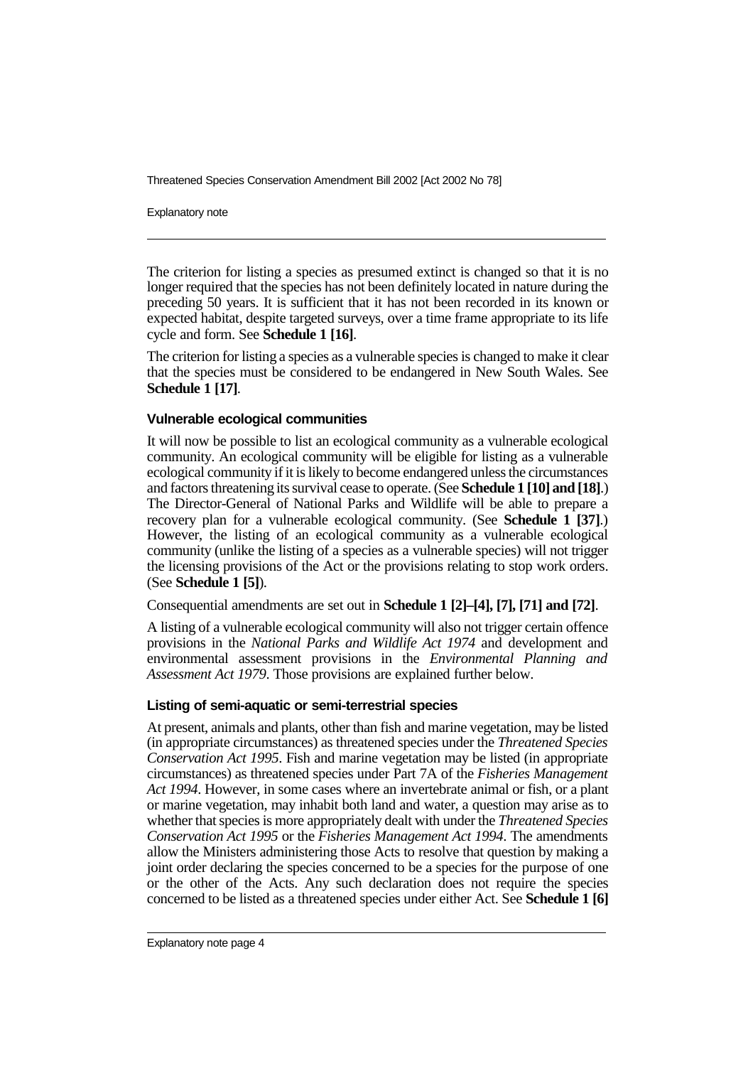The criterion for listing a species as presumed extinct is changed so that it is no longer required that the species has not been definitely located in nature during the preceding 50 years. It is sufficient that it has not been recorded in its known or expected habitat, despite targeted surveys, over a time frame appropriate to its life cycle and form. See **Schedule 1 [16]**.

The criterion for listing a species as a vulnerable species is changed to make it clear that the species must be considered to be endangered in New South Wales. See **Schedule 1 [17]**.

### Vulnerable ecological communities

It will now be possible to list an ecological community as a vulnerable ecological community. An ecological community will be eligible for listing as a vulnerable ecological community if it is likely to become endangered unless the circumstances and factors threatening its survival cease to operate. (See **Schedule 1 [10] and [18]**.) The Director-General of National Parks and Wildlife will be able to prepare a recovery plan for a vulnerable ecological community. (See **Schedule 1 [37]**.) However, the listing of an ecological community as a vulnerable ecological community (unlike the listing of a species as a vulnerable species) will not trigger the licensing provisions of the Act or the provisions relating to stop work orders. (See **Schedule 1 [5]**).

Consequential amendments are set out in **Schedule 1 [2]–[4], [7], [71] and [72]**.

A listing of a vulnerable ecological community will also not trigger certain offence provisions in the *National Parks and Wildlife Act 1974* and development and environmental assessment provisions in the *Environmental Planning and Assessment Act 1979*. Those provisions are explained further below.

### Listing of semi-aquatic or semi-terrestrial species

At present, animals and plants, other than fish and marine vegetation, may be listed (in appropriate circumstances) as threatened species under the *Threatened Species Conservation Act 1995*. Fish and marine vegetation may be listed (in appropriate circumstances) as threatened species under Part 7A of the *Fisheries Management Act 1994*. However, in some cases where an invertebrate animal or fish, or a plant or marine vegetation, may inhabit both land and water, a question may arise as to whether that species is more appropriately dealt with under the *Threatened Species Conservation Act 1995* or the *Fisheries Management Act 1994*. The amendments allow the Ministers administering those Acts to resolve that question by making a joint order declaring the species concerned to be a species for the purpose of one or the other of the Acts. Any such declaration does not require the species concerned to be listed as a threatened species under either Act. See **Schedule 1 [6]**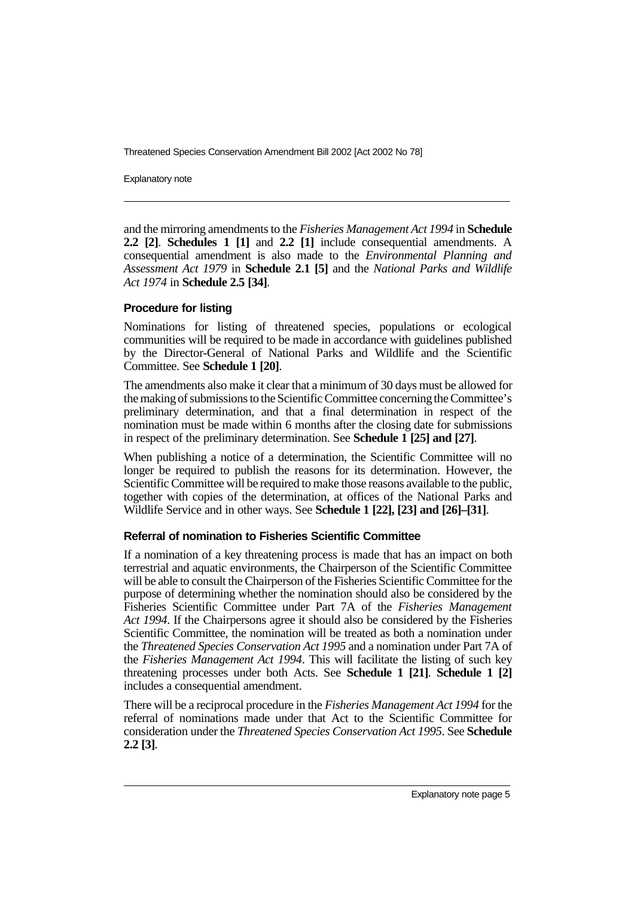and the mirroring amendments to the *Fisheries Management Act 1994* in **Schedule 2.2 [2]**. **Schedules 1 [1]** and **2.2 [1]** include consequential amendments. A consequential amendment is also made to the *Environmental Planning and Assessment Act 1979* in **Schedule 2.1 [5]** and the *National Parks and Wildlife Act 1974* in **Schedule 2.5 [34]**.

### Procedure for listing

Nominations for listing of threatened species, populations or ecological communities will be required to be made in accordance with guidelines published by the Director-General of National Parks and Wildlife and the Scientific Committee. See **Schedule 1 [20]**.

The amendments also make it clear that a minimum of 30 days must be allowed for the making of submissions to the Scientific Committee concerning the Committee's preliminary determination, and that a final determination in respect of the nomination must be made within 6 months after the closing date for submissions in respect of the preliminary determination. See **Schedule 1 [25] and [27]**.

When publishing a notice of a determination, the Scientific Committee will no longer be required to publish the reasons for its determination. However, the Scientific Committee will be required to make those reasons available to the public, together with copies of the determination, at offices of the National Parks and Wildlife Service and in other ways. See **Schedule 1 [22], [23] and [26]–[31]**.

### Referral of nomination to Fisheries Scientific Committee

If a nomination of a key threatening process is made that has an impact on both terrestrial and aquatic environments, the Chairperson of the Scientific Committee will be able to consult the Chairperson of the Fisheries Scientific Committee for the purpose of determining whether the nomination should also be considered by the Fisheries Scientific Committee under Part 7A of the *Fisheries Management Act 1994*. If the Chairpersons agree it should also be considered by the Fisheries Scientific Committee, the nomination will be treated as both a nomination under the *Threatened Species Conservation Act 1995* and a nomination under Part 7A of the *Fisheries Management Act 1994*. This will facilitate the listing of such key threatening processes under both Acts. See **Schedule 1 [21]**. **Schedule 1 [2]** includes a consequential amendment.

There will be a reciprocal procedure in the *Fisheries Management Act 1994* for the referral of nominations made under that Act to the Scientific Committee for consideration under the *Threatened Species Conservation Act 1995*. See **Schedule 2.2 [3]**.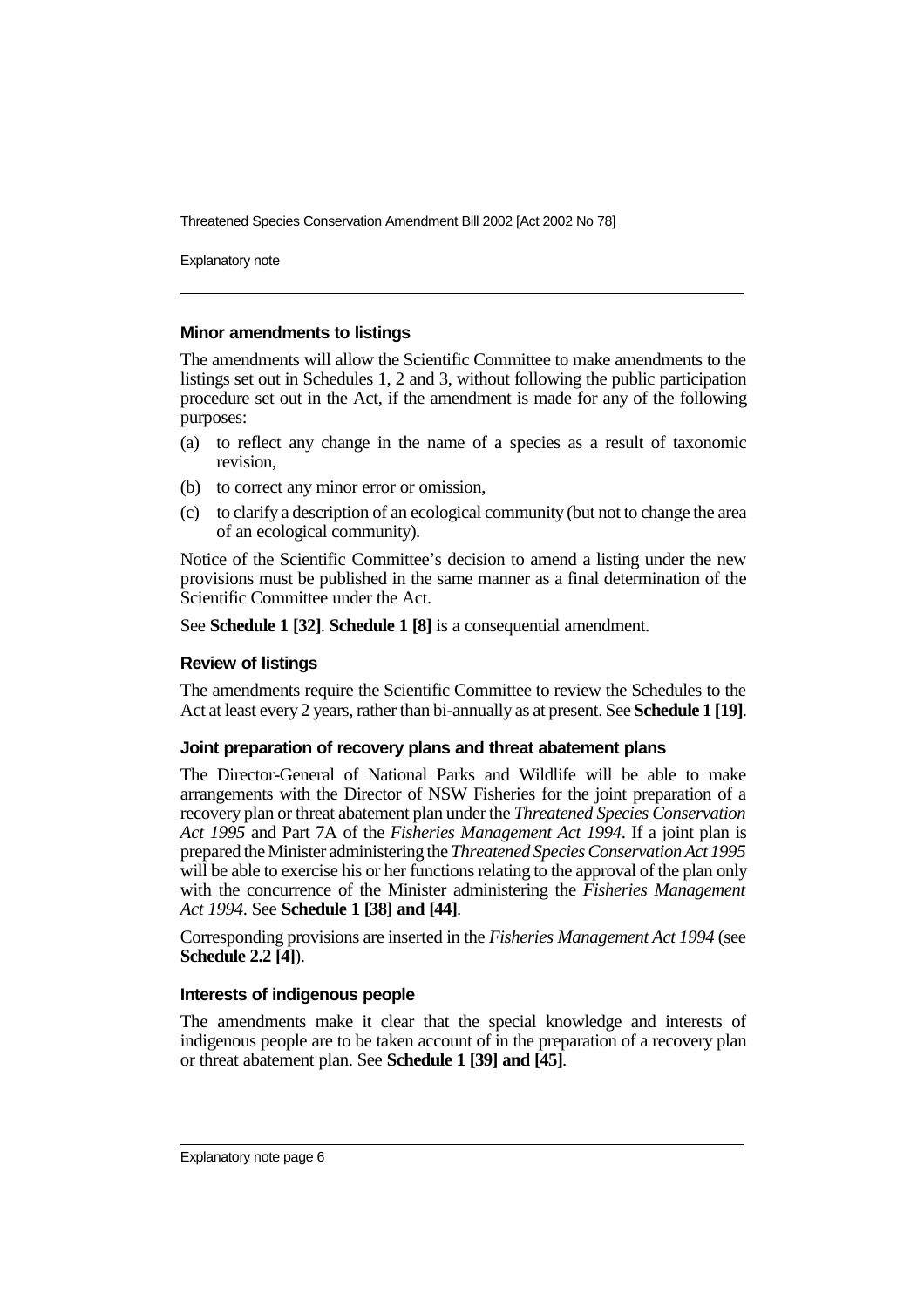### Minor amendments to listings

The amendments will allow the Scientific Committee to make amendments to the listings set out in Schedules 1, 2 and 3, without following the public participation procedure set out in the Act, if the amendment is made for any of the following purposes:

(a) to reflect any change in the name of a species as a result of taxonomic revision,

(b) to correct any minor error or omission,

(c) to clarify a description of an ecological community (but not to change the area of an ecological community).

Notice of the Scientific Committee's decision to amend a listing under the new provisions must be published in the same manner as a final determination of the Scientific Committee under the Act.

See **Schedule 1 [32]**. **Schedule 1 [8]** is a consequential amendment.

### Review of listings

The amendments require the Scientific Committee to review the Schedules to the Act at least every 2 years, rather than bi-annually as at present. See **Schedule 1 [19]**.

### Joint preparation of recovery plans and threat abatement plans

The Director-General of National Parks and Wildlife will be able to make arrangements with the Director of NSW Fisheries for the joint preparation of a recovery plan or threat abatement plan under the *Threatened Species Conservation Act 1995* and Part 7A of the *Fisheries Management Act 1994*. If a joint plan is prepared the Minister administering the *Threatened Species Conservation Act 1995* will be able to exercise his or her functions relating to the approval of the plan only with the concurrence of the Minister administering the *Fisheries Management Act 1994*. See **Schedule 1 [38] and [44]**.

Corresponding provisions are inserted in the *Fisheries Management Act 1994* (see **Schedule 2.2 [4]**).

### Interests of indigenous people

The amendments make it clear that the special knowledge and interests of indigenous people are to be taken account of in the preparation of a recovery plan or threat abatement plan. See **Schedule 1 [39] and [45]**.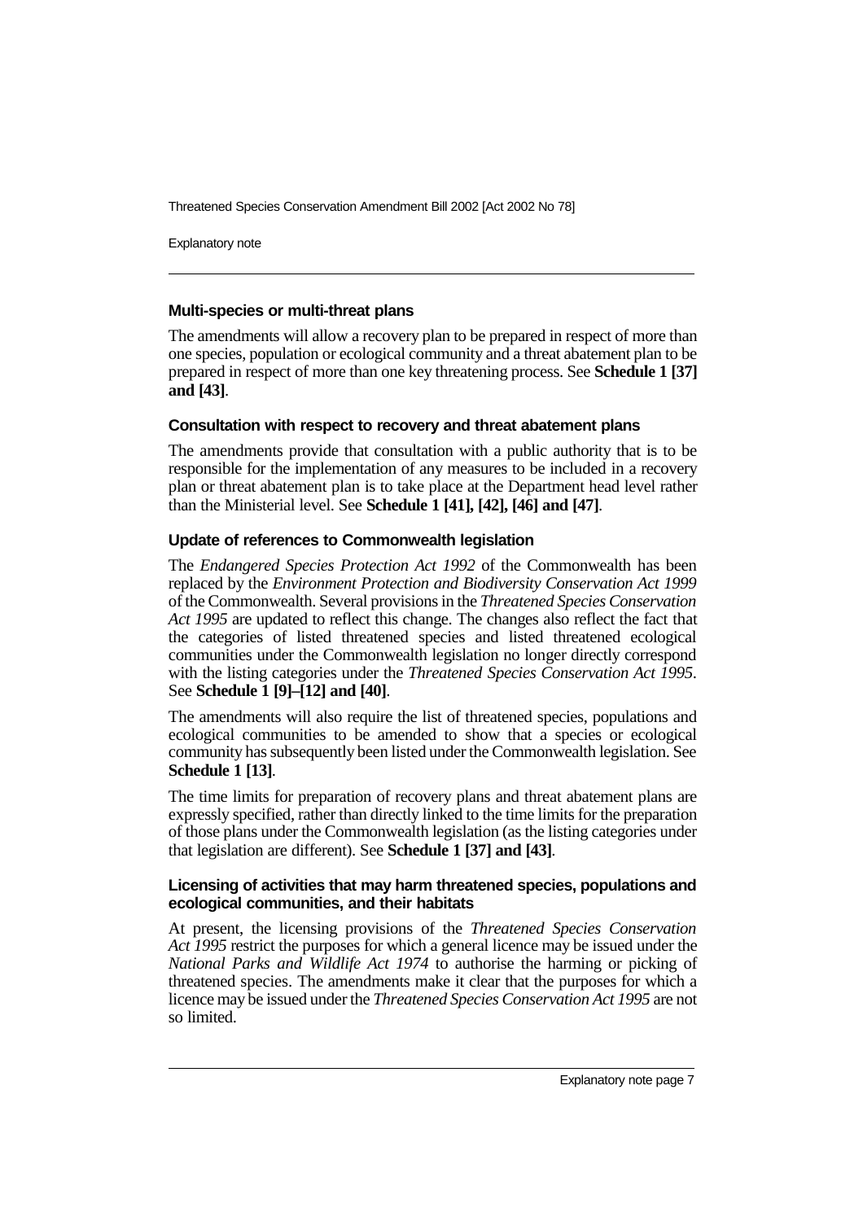#### Multi-species or multi-threat plans

The amendments will allow a recovery plan to be prepared in respect of more than one species, population or ecological community and a threat abatement plan to be prepared in respect of more than one key threatening process. See **Schedule 1 [37] and [43]**.

#### Consultation with respect to recovery and threat abatement plans

The amendments provide that consultation with a public authority that is to be responsible for the implementation of any measures to be included in a recovery plan or threat abatement plan is to take place at the Department head level rather than the Ministerial level. See **Schedule 1 [41], [42], [46] and [47]**.

#### Update of references to Commonwealth legislation

The *Endangered Species Protection Act 1992* of the Commonwealth has been replaced by the *Environment Protection and Biodiversity Conservation Act 1999* of the Commonwealth. Several provisions in the *Threatened Species Conservation Act 1995* are updated to reflect this change. The changes also reflect the fact that the categories of listed threatened species and listed threatened ecological communities under the Commonwealth legislation no longer directly correspond with the listing categories under the *Threatened Species Conservation Act 1995*. See **Schedule 1 [9]–[12] and [40]**.

The amendments will also require the list of threatened species, populations and ecological communities to be amended to show that a species or ecological community has subsequently been listed under the Commonwealth legislation. See **Schedule 1 [13]**.

The time limits for preparation of recovery plans and threat abatement plans are expressly specified, rather than directly linked to the time limits for the preparation of those plans under the Commonwealth legislation (as the listing categories under that legislation are different). See **Schedule 1 [37] and [43]**.

#### Licensing of activities that may harm threatened species, populations and ecological communities, and their habitats

At present, the licensing provisions of the *Threatened Species Conservation Act 1995* restrict the purposes for which a general licence may be issued under the *National Parks and Wildlife Act 1974* to authorise the harming or picking of threatened species. The amendments make it clear that the purposes for which a licence may be issued under the *Threatened Species Conservation Act 1995* are not so limited.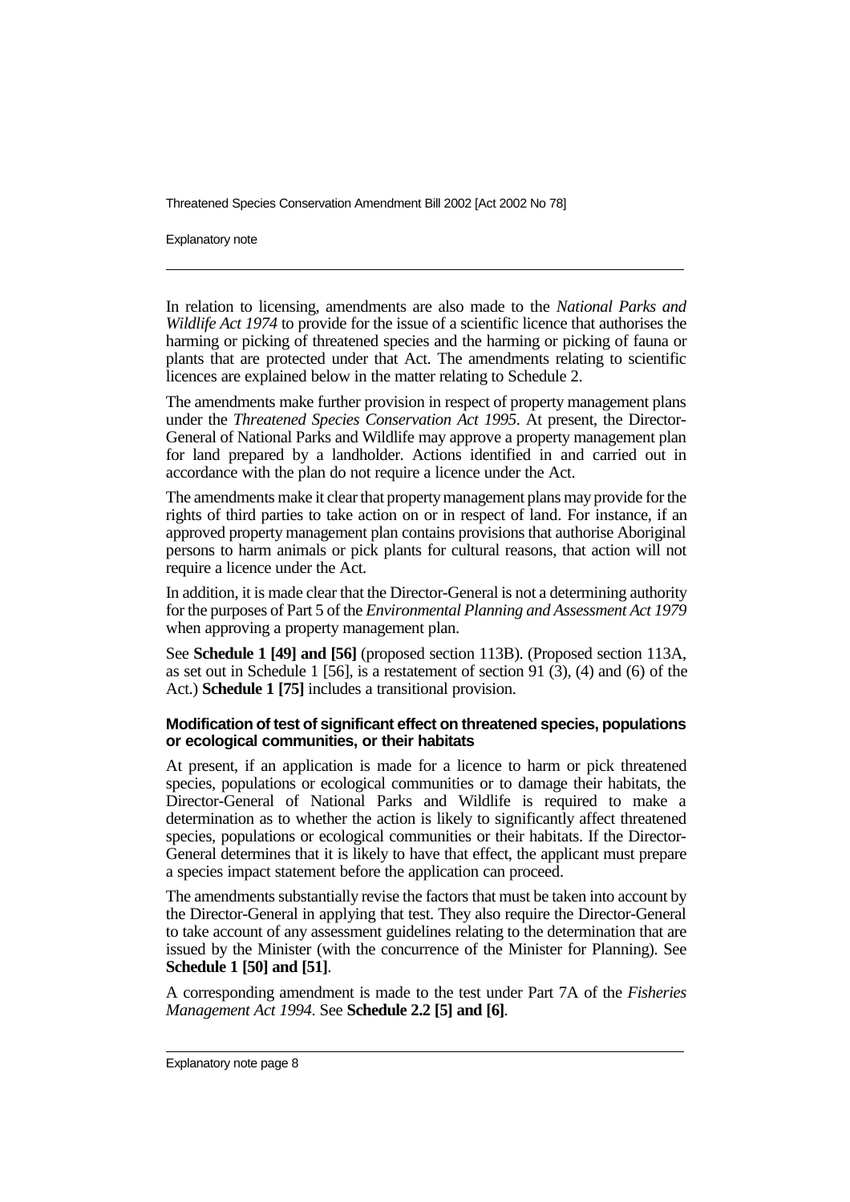In relation to licensing, amendments are also made to the *National Parks and Wildlife Act 1974* to provide for the issue of a scientific licence that authorises the harming or picking of threatened species and the harming or picking of fauna or plants that are protected under that Act. The amendments relating to scientific licences are explained below in the matter relating to Schedule 2.

The amendments make further provision in respect of property management plans under the *Threatened Species Conservation Act 1995*. At present, the Director-General of National Parks and Wildlife may approve a property management plan for land prepared by a landholder. Actions identified in and carried out in accordance with the plan do not require a licence under the Act.

The amendments make it clear that property management plans may provide for the rights of third parties to take action on or in respect of land. For instance, if an approved property management plan contains provisions that authorise Aboriginal persons to harm animals or pick plants for cultural reasons, that action will not require a licence under the Act.

In addition, it is made clear that the Director-General is not a determining authority for the purposes of Part 5 of the *Environmental Planning and Assessment Act 1979* when approving a property management plan.

See **Schedule 1 [49] and [56]** (proposed section 113B). (Proposed section 113A, as set out in Schedule 1 [56], is a restatement of section 91 (3), (4) and (6) of the Act.) **Schedule 1 [75]** includes a transitional provision.

#### Modification of test of significant effect on threatened species, populations or ecological communities, or their habitats

At present, if an application is made for a licence to harm or pick threatened species, populations or ecological communities or to damage their habitats, the Director-General of National Parks and Wildlife is required to make a determination as to whether the action is likely to significantly affect threatened species, populations or ecological communities or their habitats. If the Director-General determines that it is likely to have that effect, the applicant must prepare a species impact statement before the application can proceed.

The amendments substantially revise the factors that must be taken into account by the Director-General in applying that test. They also require the Director-General to take account of any assessment guidelines relating to the determination that are issued by the Minister (with the concurrence of the Minister for Planning). See **Schedule 1 [50] and [51]**.

A corresponding amendment is made to the test under Part 7A of the *Fisheries Management Act 1994*. See **Schedule 2.2 [5] and [6]**.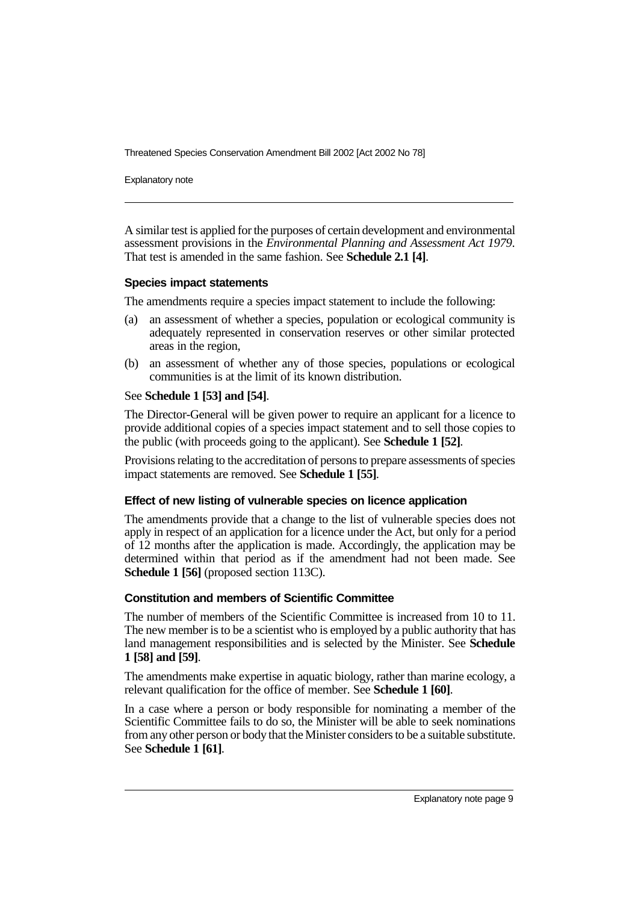A similar test is applied for the purposes of certain development and environmental assessment provisions in the *Environmental Planning and Assessment Act 1979*. That test is amended in the same fashion. See **Schedule 2.1 [4]**.

### Species impact statements

The amendments require a species impact statement to include the following:

(a) an assessment of whether a species, population or ecological community is adequately represented in conservation reserves or other similar protected areas in the region,

(b) an assessment of whether any of those species, populations or ecological communities is at the limit of its known distribution.

See **Schedule 1 [53] and [54]**.

The Director-General will be given power to require an applicant for a licence to provide additional copies of a species impact statement and to sell those copies to the public (with proceeds going to the applicant). See **Schedule 1 [52]**.

Provisions relating to the accreditation of persons to prepare assessments of species impact statements are removed. See **Schedule 1 [55]**.

### Effect of new listing of vulnerable species on licence application

The amendments provide that a change to the list of vulnerable species does not apply in respect of an application for a licence under the Act, but only for a period of 12 months after the application is made. Accordingly, the application may be determined within that period as if the amendment had not been made. See **Schedule 1 [56]** (proposed section 113C).

### Constitution and members of Scientific Committee

The number of members of the Scientific Committee is increased from 10 to 11. The new member is to be a scientist who is employed by a public authority that has land management responsibilities and is selected by the Minister. See **Schedule 1 [58] and [59]**.

The amendments make expertise in aquatic biology, rather than marine ecology, a relevant qualification for the office of member. See **Schedule 1 [60]**.

In a case where a person or body responsible for nominating a member of the Scientific Committee fails to do so, the Minister will be able to seek nominations from any other person or body that the Minister considers to be a suitable substitute. See **Schedule 1 [61]**.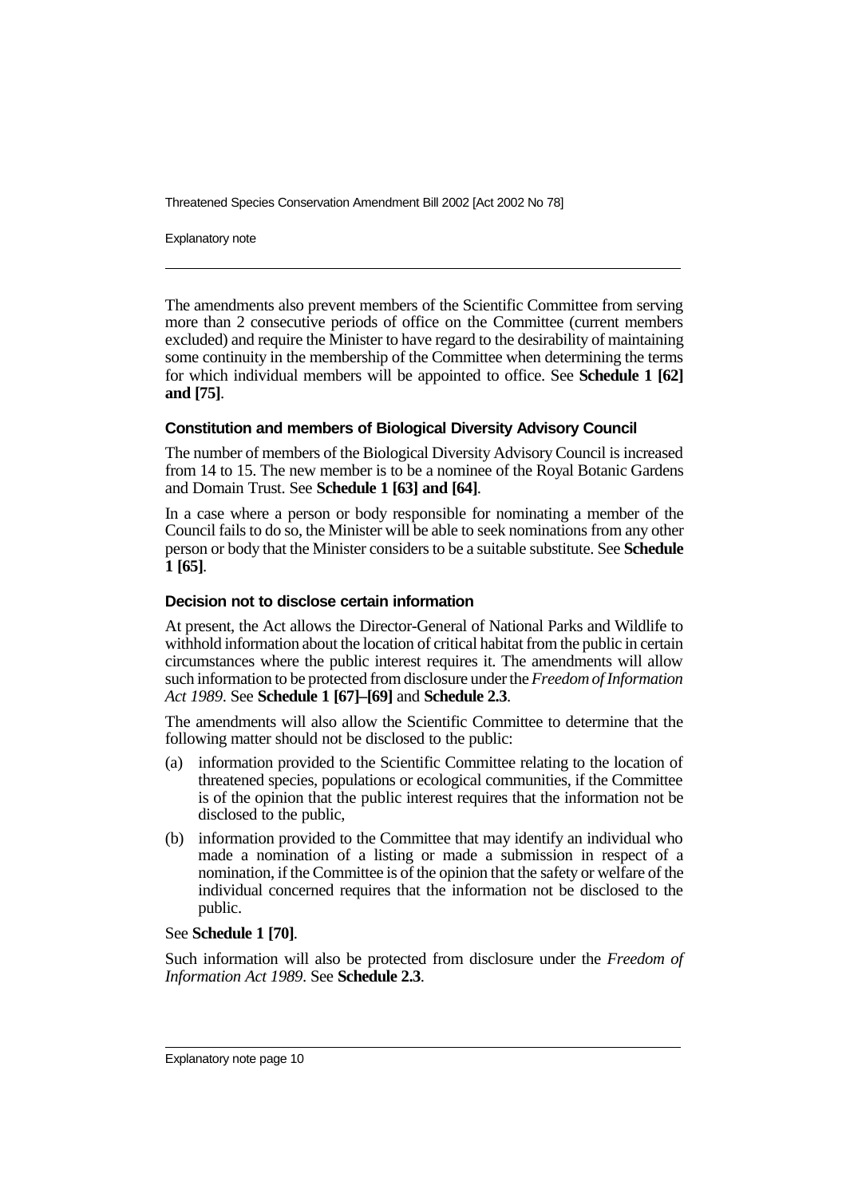The amendments also prevent members of the Scientific Committee from serving more than 2 consecutive periods of office on the Committee (current members excluded) and require the Minister to have regard to the desirability of maintaining some continuity in the membership of the Committee when determining the terms for which individual members will be appointed to office. See **Schedule 1 [62] and [75]**.

### Constitution and members of Biological Diversity Advisory Council

The number of members of the Biological Diversity Advisory Council is increased from 14 to 15. The new member is to be a nominee of the Royal Botanic Gardens and Domain Trust. See **Schedule 1 [63] and [64]**.

In a case where a person or body responsible for nominating a member of the Council fails to do so, the Minister will be able to seek nominations from any other person or body that the Minister considers to be a suitable substitute. See **Schedule 1 [65]**.

### Decision not to disclose certain information

At present, the Act allows the Director-General of National Parks and Wildlife to withhold information about the location of critical habitat from the public in certain circumstances where the public interest requires it. The amendments will allow such information to be protected from disclosure under the *Freedom of Information Act 1989*. See **Schedule 1 [67]–[69]** and **Schedule 2.3**.

The amendments will also allow the Scientific Committee to determine that the following matter should not be disclosed to the public:

(a) information provided to the Scientific Committee relating to the location of threatened species, populations or ecological communities, if the Committee is of the opinion that the public interest requires that the information not be disclosed to the public,

(b) information provided to the Committee that may identify an individual who made a nomination of a listing or made a submission in respect of a nomination, if the Committee is of the opinion that the safety or welfare of the individual concerned requires that the information not be disclosed to the public.

See **Schedule 1 [70]**.

Such information will also be protected from disclosure under the *Freedom of Information Act 1989*. See **Schedule 2.3**.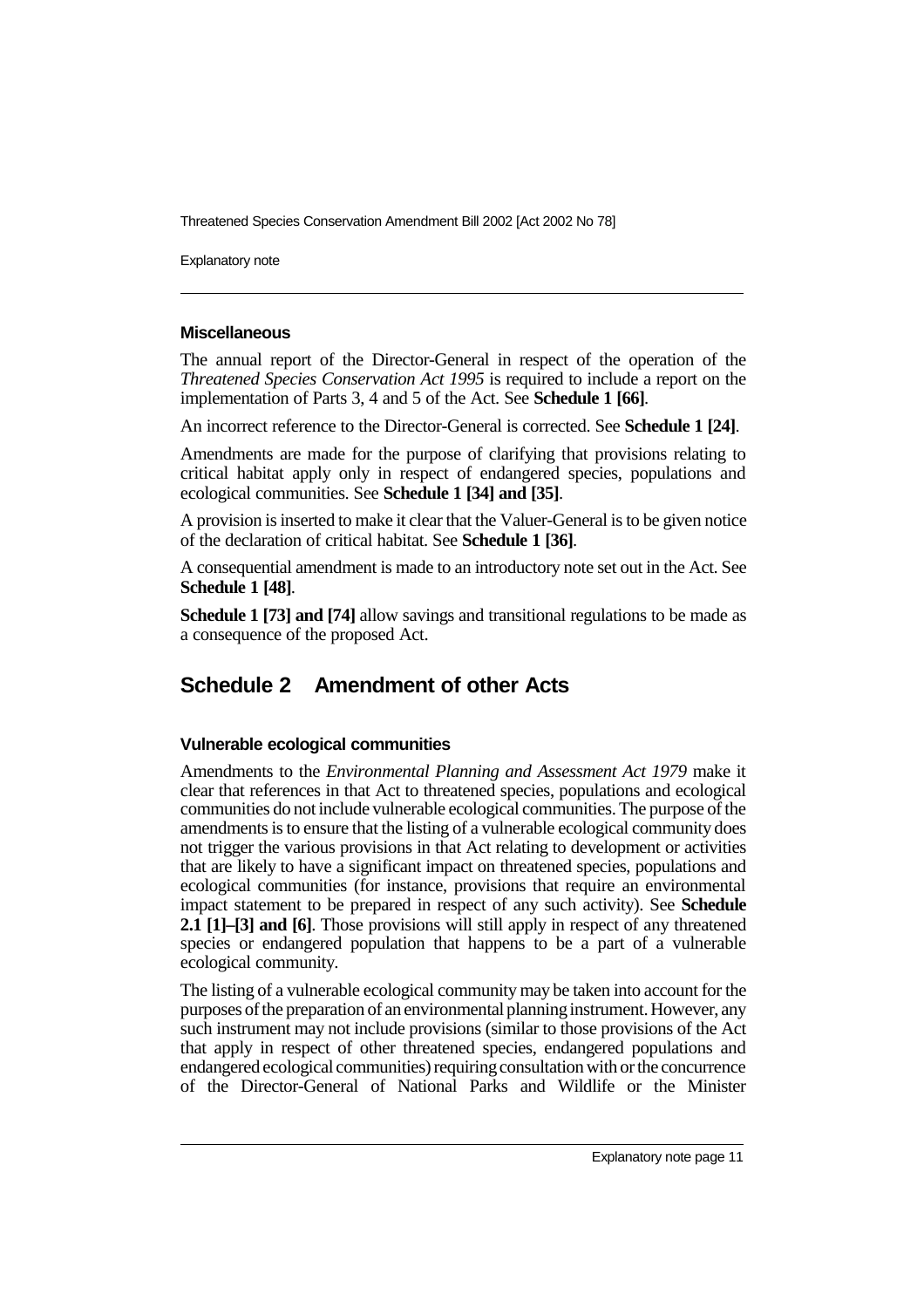#### Miscellaneous

The annual report of the Director-General in respect of the operation of the *Threatened Species Conservation Act 1995* is required to include a report on the implementation of Parts 3, 4 and 5 of the Act. See **Schedule 1 [66]**.

An incorrect reference to the Director-General is corrected. See **Schedule 1 [24]**.

Amendments are made for the purpose of clarifying that provisions relating to critical habitat apply only in respect of endangered species, populations and ecological communities. See **Schedule 1 [34] and [35]**.

A provision is inserted to make it clear that the Valuer-General is to be given notice of the declaration of critical habitat. See **Schedule 1 [36]**.

A consequential amendment is made to an introductory note set out in the Act. See **Schedule 1 [48]**.

**Schedule 1 [73] and [74]** allow savings and transitional regulations to be made as a consequence of the proposed Act.

## Schedule 2 Amendment of other Acts

#### Vulnerable ecological communities

Amendments to the *Environmental Planning and Assessment Act 1979* make it clear that references in that Act to threatened species, populations and ecological communities do not include vulnerable ecological communities. The purpose of the amendments is to ensure that the listing of a vulnerable ecological community does not trigger the various provisions in that Act relating to development or activities that are likely to have a significant impact on threatened species, populations and ecological communities (for instance, provisions that require an environmental impact statement to be prepared in respect of any such activity). See **Schedule 2.1 [1]–[3] and [6]**. Those provisions will still apply in respect of any threatened species or endangered population that happens to be a part of a vulnerable ecological community.

The listing of a vulnerable ecological community may be taken into account for the purposes of the preparation of an environmental planning instrument. However, any such instrument may not include provisions (similar to those provisions of the Act that apply in respect of other threatened species, endangered populations and endangered ecological communities) requiring consultation with or the concurrence of the Director-General of National Parks and Wildlife or the Minister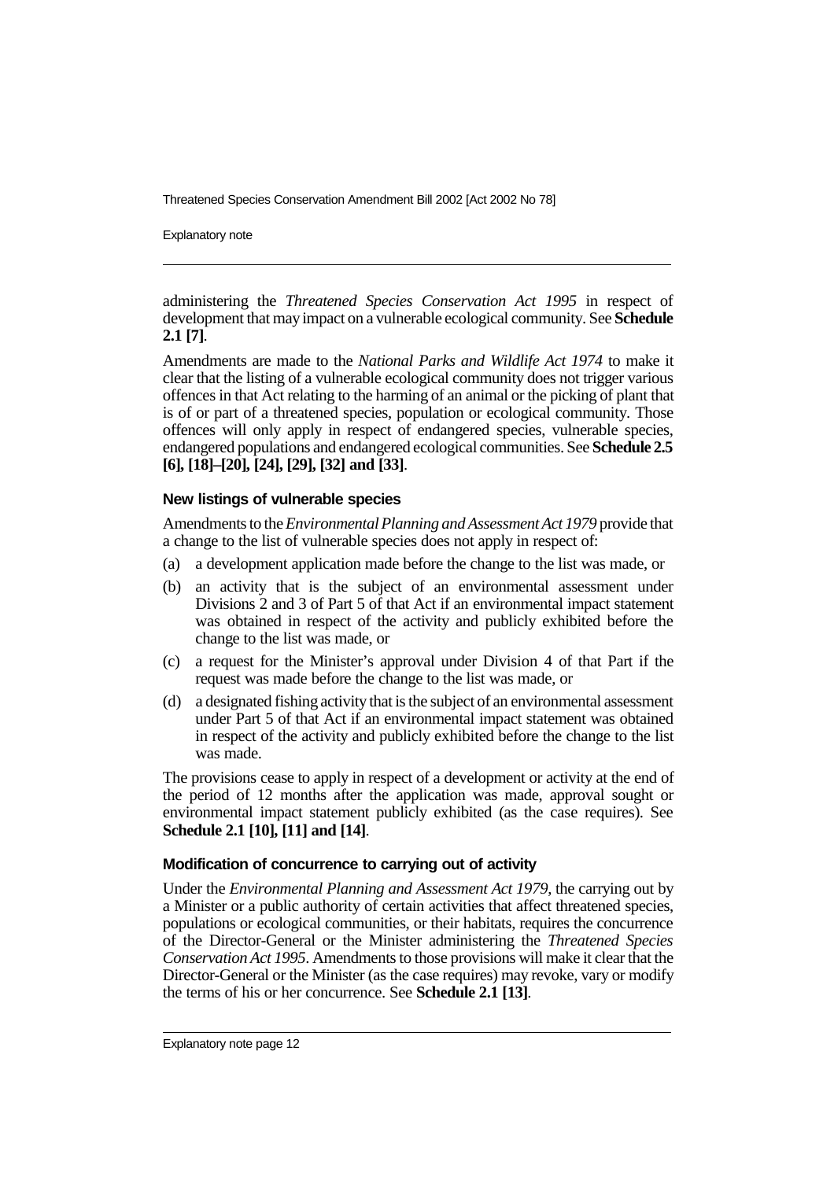administering the *Threatened Species Conservation Act 1995* in respect of development that may impact on a vulnerable ecological community. See **Schedule 2.1 [7]**.

Amendments are made to the *National Parks and Wildlife Act 1974* to make it clear that the listing of a vulnerable ecological community does not trigger various offences in that Act relating to the harming of an animal or the picking of plant that is of or part of a threatened species, population or ecological community. Those offences will only apply in respect of endangered species, vulnerable species, endangered populations and endangered ecological communities. See **Schedule 2.5 [6], [18]–[20], [24], [29], [32] and [33]**.

### New listings of vulnerable species

Amendments to the *Environmental Planning and Assessment Act 1979* provide that a change to the list of vulnerable species does not apply in respect of:

(a) a development application made before the change to the list was made, or

(b) an activity that is the subject of an environmental assessment under Divisions 2 and 3 of Part 5 of that Act if an environmental impact statement was obtained in respect of the activity and publicly exhibited before the change to the list was made, or

(c) a request for the Minister's approval under Division 4 of that Part if the request was made before the change to the list was made, or

(d) a designated fishing activity that is the subject of an environmental assessment under Part 5 of that Act if an environmental impact statement was obtained in respect of the activity and publicly exhibited before the change to the list was made.

The provisions cease to apply in respect of a development or activity at the end of the period of 12 months after the application was made, approval sought or environmental impact statement publicly exhibited (as the case requires). See **Schedule 2.1 [10], [11] and [14]**.

### Modification of concurrence to carrying out of activity

Under the *Environmental Planning and Assessment Act 1979*, the carrying out by a Minister or a public authority of certain activities that affect threatened species, populations or ecological communities, or their habitats, requires the concurrence of the Director-General or the Minister administering the *Threatened Species Conservation Act 1995*. Amendments to those provisions will make it clear that the Director-General or the Minister (as the case requires) may revoke, vary or modify the terms of his or her concurrence. See **Schedule 2.1 [13]**.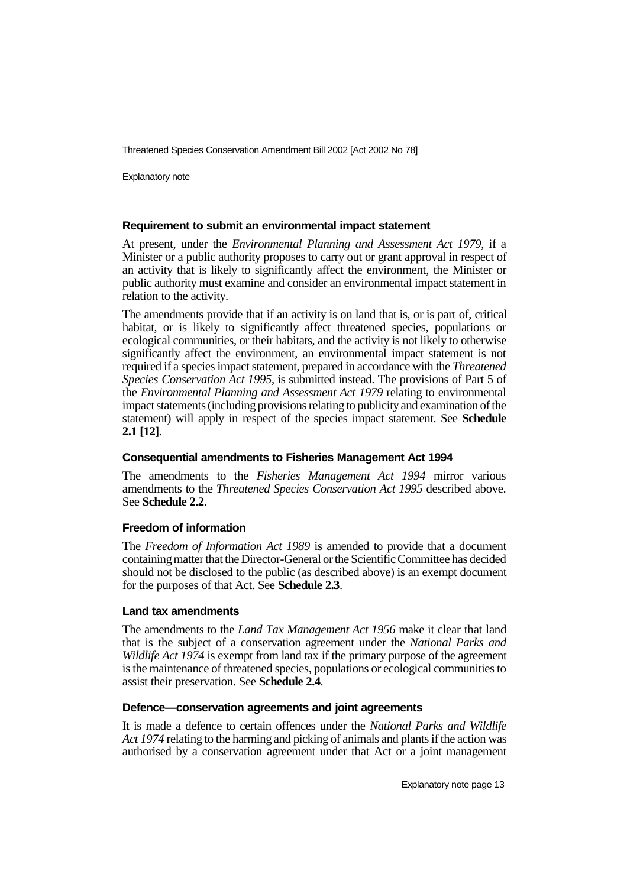### Requirement to submit an environmental impact statement

At present, under the *Environmental Planning and Assessment Act 1979*, if a Minister or a public authority proposes to carry out or grant approval in respect of an activity that is likely to significantly affect the environment, the Minister or public authority must examine and consider an environmental impact statement in relation to the activity.

The amendments provide that if an activity is on land that is, or is part of, critical habitat, or is likely to significantly affect threatened species, populations or ecological communities, or their habitats, and the activity is not likely to otherwise significantly affect the environment, an environmental impact statement is not required if a species impact statement, prepared in accordance with the *Threatened Species Conservation Act 1995*, is submitted instead. The provisions of Part 5 of the *Environmental Planning and Assessment Act 1979* relating to environmental impact statements (including provisions relating to publicity and examination of the statement) will apply in respect of the species impact statement. See **Schedule 2.1 [12]**.

### Consequential amendments to Fisheries Management Act 1994

The amendments to the *Fisheries Management Act 1994* mirror various amendments to the *Threatened Species Conservation Act 1995* described above. See **Schedule 2.2**.

### Freedom of information

The *Freedom of Information Act 1989* is amended to provide that a document containing matter that the Director-General or the Scientific Committee has decided should not be disclosed to the public (as described above) is an exempt document for the purposes of that Act. See **Schedule 2.3**.

### Land tax amendments

The amendments to the *Land Tax Management Act 1956* make it clear that land that is the subject of a conservation agreement under the *National Parks and Wildlife Act 1974* is exempt from land tax if the primary purpose of the agreement is the maintenance of threatened species, populations or ecological communities to assist their preservation. See **Schedule 2.4**.

### Defence—conservation agreements and joint agreements

It is made a defence to certain offences under the *National Parks and Wildlife Act 1974* relating to the harming and picking of animals and plants if the action was authorised by a conservation agreement under that Act or a joint management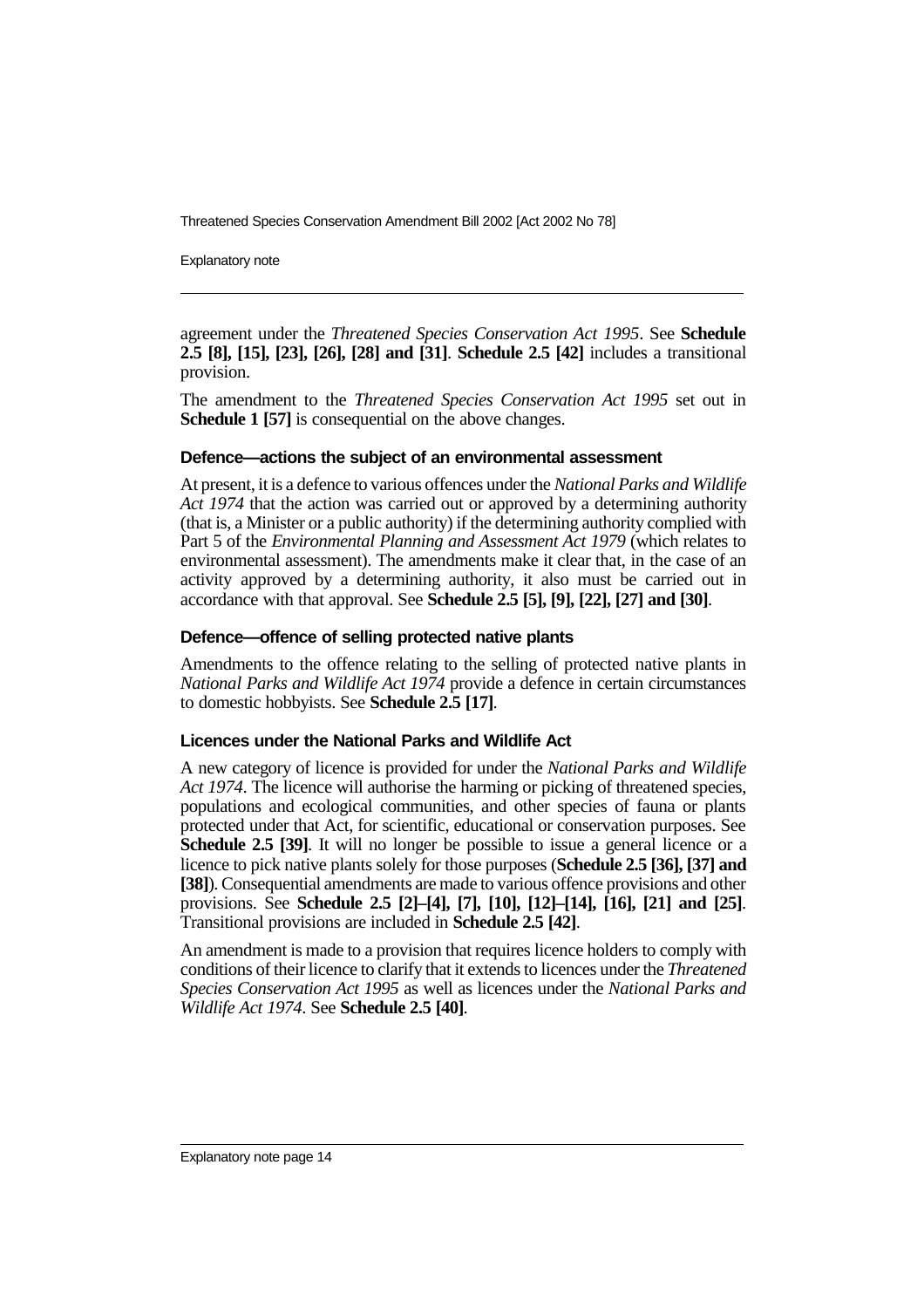agreement under the *Threatened Species Conservation Act 1995*. See **Schedule 2.5 [8], [15], [23], [26], [28] and [31]**. **Schedule 2.5 [42]** includes a transitional provision.

The amendment to the *Threatened Species Conservation Act 1995* set out in **Schedule 1 [57]** is consequential on the above changes.

### Defence—actions the subject of an environmental assessment

At present, it is a defence to various offences under the *National Parks and Wildlife Act 1974* that the action was carried out or approved by a determining authority (that is, a Minister or a public authority) if the determining authority complied with Part 5 of the *Environmental Planning and Assessment Act 1979* (which relates to environmental assessment). The amendments make it clear that, in the case of an activity approved by a determining authority, it also must be carried out in accordance with that approval. See **Schedule 2.5 [5], [9], [22], [27] and [30]**.

### Defence—offence of selling protected native plants

Amendments to the offence relating to the selling of protected native plants in *National Parks and Wildlife Act 1974* provide a defence in certain circumstances to domestic hobbyists. See **Schedule 2.5 [17]**.

### Licences under the National Parks and Wildlife Act

A new category of licence is provided for under the *National Parks and Wildlife Act 1974*. The licence will authorise the harming or picking of threatened species, populations and ecological communities, and other species of fauna or plants protected under that Act, for scientific, educational or conservation purposes. See **Schedule 2.5 [39]**. It will no longer be possible to issue a general licence or a licence to pick native plants solely for those purposes (**Schedule 2.5 [36], [37] and [38]**). Consequential amendments are made to various offence provisions and other provisions. See **Schedule 2.5 [2]–[4], [7], [10], [12]–[14], [16], [21] and [25]**. Transitional provisions are included in **Schedule 2.5 [42]**.

An amendment is made to a provision that requires licence holders to comply with conditions of their licence to clarify that it extends to licences under the *Threatened Species Conservation Act 1995* as well as licences under the *National Parks and Wildlife Act 1974*. See **Schedule 2.5 [40]**.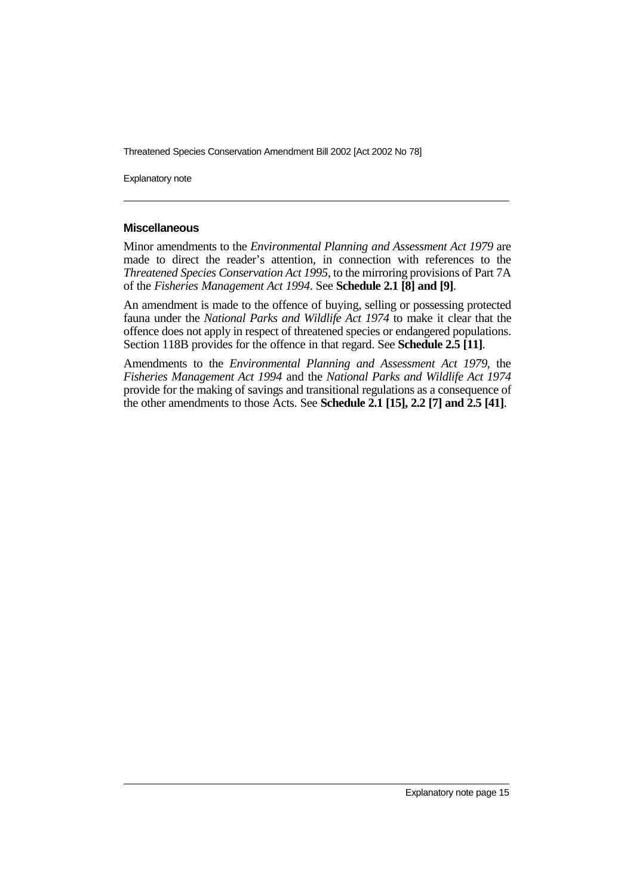### Miscellaneous

Minor amendments to the *Environmental Planning and Assessment Act 1979* are made to direct the reader's attention, in connection with references to the *Threatened Species Conservation Act 1995*, to the mirroring provisions of Part 7A of the *Fisheries Management Act 1994*. See **Schedule 2.1 [8] and [9]**.

An amendment is made to the offence of buying, selling or possessing protected fauna under the *National Parks and Wildlife Act 1974* to make it clear that the offence does not apply in respect of threatened species or endangered populations. Section 118B provides for the offence in that regard. See **Schedule 2.5 [11]**.

Amendments to the *Environmental Planning and Assessment Act 1979*, the *Fisheries Management Act 1994* and the *National Parks and Wildlife Act 1974* provide for the making of savings and transitional regulations as a consequence of the other amendments to those Acts. See **Schedule 2.1 [15], 2.2 [7] and 2.5 [41]**.